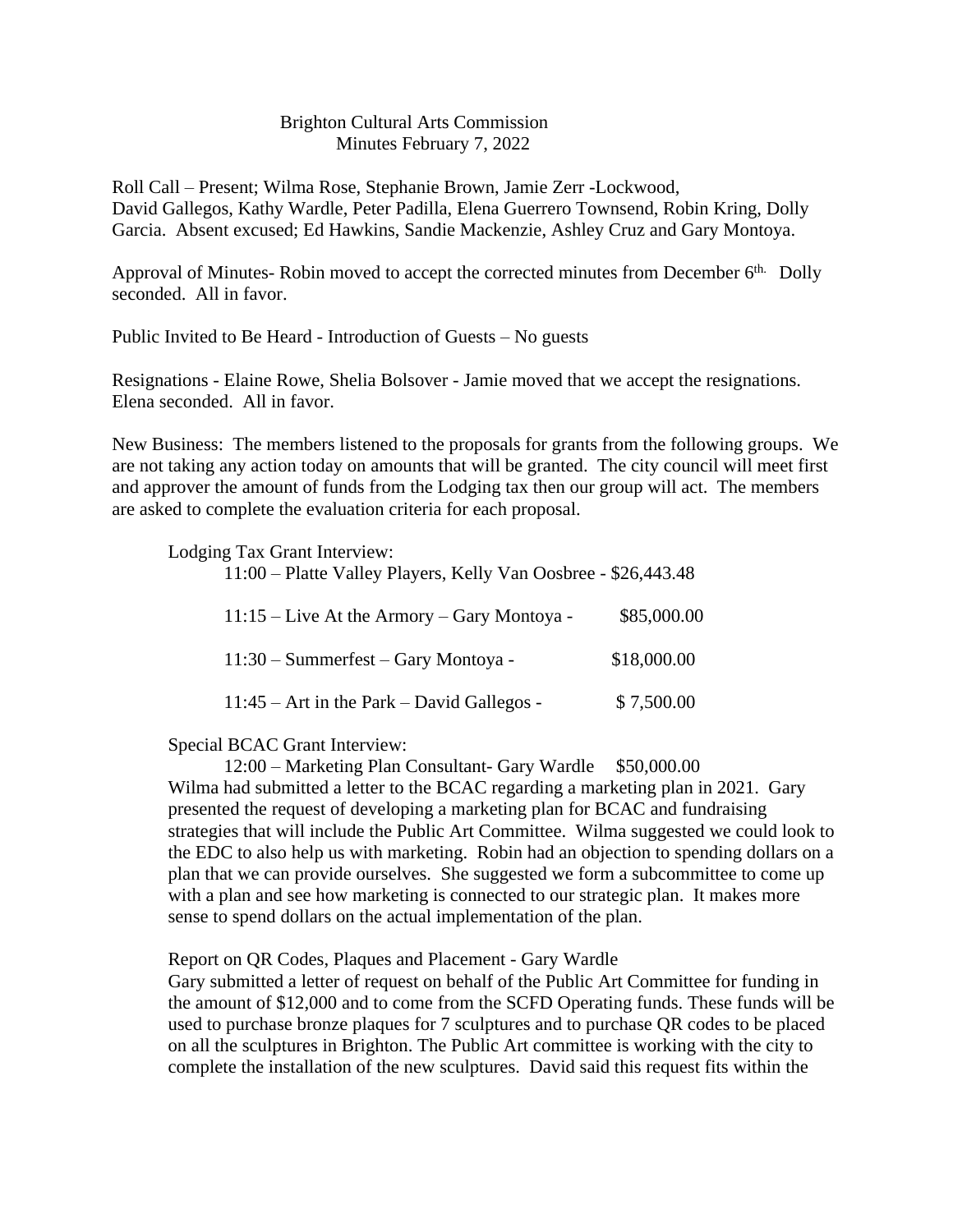Brighton Cultural Arts Commission
Minutes February 7, 2022

Roll Call – Present; Wilma Rose, Stephanie Brown, Jamie Zerr -Lockwood, David Gallegos, Kathy Wardle, Peter Padilla, Elena Guerrero Townsend, Robin Kring, Dolly Garcia. Absent excused; Ed Hawkins, Sandie Mackenzie, Ashley Cruz and Gary Montoya.

Approval of Minutes- Robin moved to accept the corrected minutes from December 6th. Dolly seconded. All in favor.

Public Invited to Be Heard - Introduction of Guests – No guests

Resignations - Elaine Rowe, Shelia Bolsover - Jamie moved that we accept the resignations. Elena seconded. All in favor.

New Business: The members listened to the proposals for grants from the following groups. We are not taking any action today on amounts that will be granted. The city council will meet first and approver the amount of funds from the Lodging tax then our group will act. The members are asked to complete the evaluation criteria for each proposal.

Lodging Tax Grant Interview:

- 11:00 – Platte Valley Players, Kelly Van Oosbree - $26,443.48
- 11:15 – Live At the Armory – Gary Montoya - $85,000.00
- 11:30 – Summerfest – Gary Montoya - $18,000.00
- 11:45 – Art in the Park – David Gallegos - $ 7,500.00

Special BCAC Grant Interview:

- 12:00 – Marketing Plan Consultant- Gary Wardle $50,000.00

Wilma had submitted a letter to the BCAC regarding a marketing plan in 2021. Gary presented the request of developing a marketing plan for BCAC and fundraising strategies that will include the Public Art Committee. Wilma suggested we could look to the EDC to also help us with marketing. Robin had an objection to spending dollars on a plan that we can provide ourselves. She suggested we form a subcommittee to come up with a plan and see how marketing is connected to our strategic plan. It makes more sense to spend dollars on the actual implementation of the plan.

Report on QR Codes, Plaques and Placement - Gary Wardle

Gary submitted a letter of request on behalf of the Public Art Committee for funding in the amount of $12,000 and to come from the SCFD Operating funds. These funds will be used to purchase bronze plaques for 7 sculptures and to purchase QR codes to be placed on all the sculptures in Brighton. The Public Art committee is working with the city to complete the installation of the new sculptures. David said this request fits within the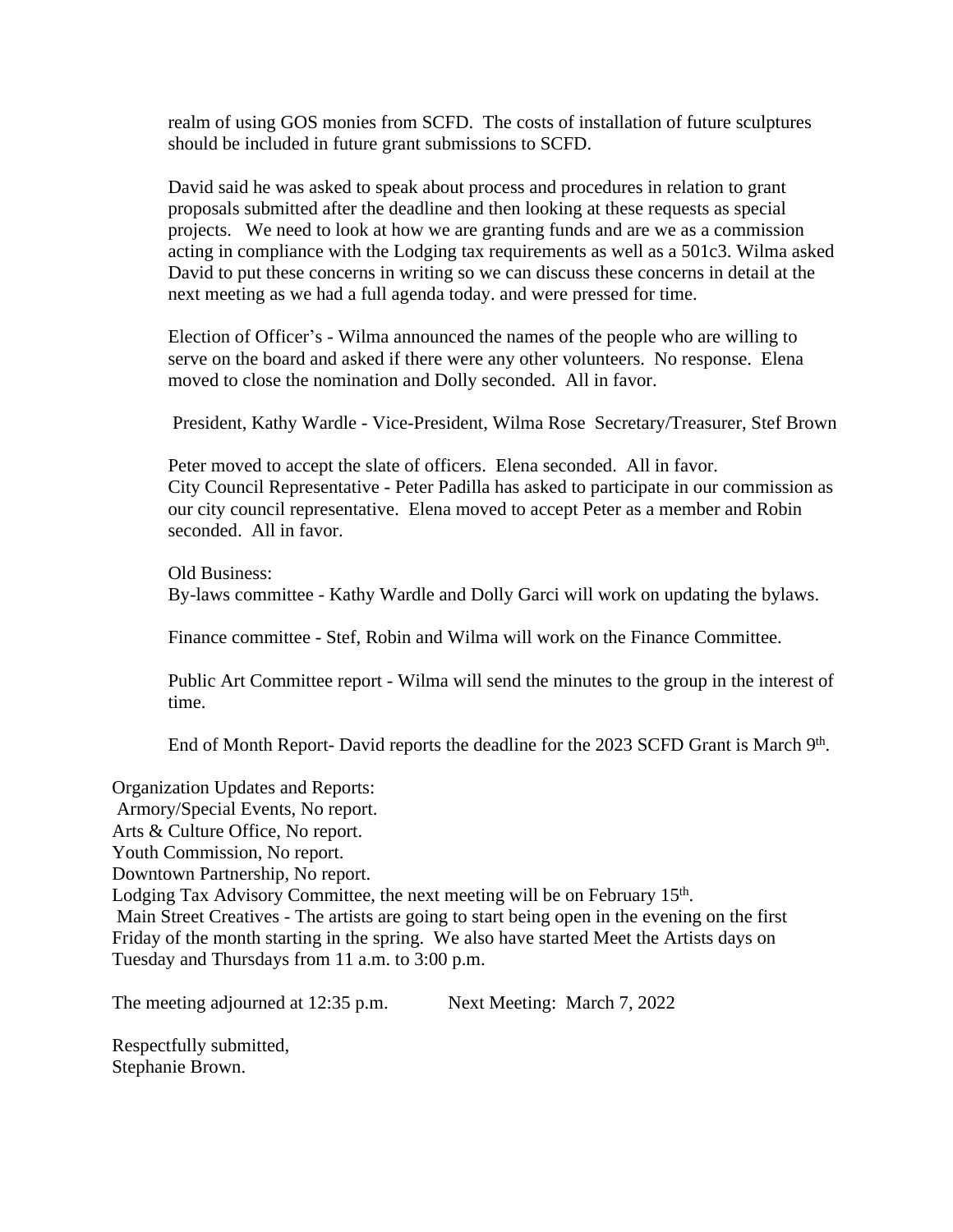realm of using GOS monies from SCFD. The costs of installation of future sculptures should be included in future grant submissions to SCFD.

David said he was asked to speak about process and procedures in relation to grant proposals submitted after the deadline and then looking at these requests as special projects. We need to look at how we are granting funds and are we as a commission acting in compliance with the Lodging tax requirements as well as a 501c3. Wilma asked David to put these concerns in writing so we can discuss these concerns in detail at the next meeting as we had a full agenda today. and were pressed for time.

Election of Officer's - Wilma announced the names of the people who are willing to serve on the board and asked if there were any other volunteers. No response. Elena moved to close the nomination and Dolly seconded. All in favor.

President, Kathy Wardle - Vice-President, Wilma Rose Secretary/Treasurer, Stef Brown

Peter moved to accept the slate of officers. Elena seconded. All in favor.
City Council Representative - Peter Padilla has asked to participate in our commission as our city council representative. Elena moved to accept Peter as a member and Robin seconded. All in favor.

Old Business:
By-laws committee - Kathy Wardle and Dolly Garci will work on updating the bylaws.

Finance committee - Stef, Robin and Wilma will work on the Finance Committee.

Public Art Committee report - Wilma will send the minutes to the group in the interest of time.

End of Month Report- David reports the deadline for the 2023 SCFD Grant is March 9th.

Organization Updates and Reports:
Armory/Special Events, No report.
Arts & Culture Office, No report.
Youth Commission, No report.
Downtown Partnership, No report.
Lodging Tax Advisory Committee, the next meeting will be on February 15th.
Main Street Creatives - The artists are going to start being open in the evening on the first Friday of the month starting in the spring. We also have started Meet the Artists days on Tuesday and Thursdays from 11 a.m. to 3:00 p.m.

The meeting adjourned at 12:35 p.m. Next Meeting: March 7, 2022

Respectfully submitted,
Stephanie Brown.